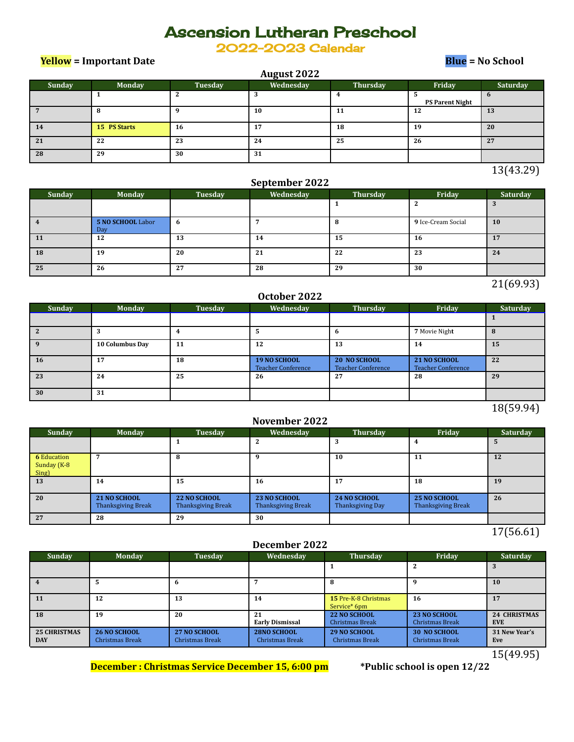# Ascension Lutheran Preschool

## 2022-2023 Calendar

**Yellow = Important Date**

**Blue = No School**

### August 2022

| Sunday | Monday | Tuesday | Wednesday | Thursday | Friday | Saturday |
|---|---|---|---|---|---|---|
| | 1 | 2 | 3 | 4 | 5 PS Parent Night | 6 |
| 7 | 8 | 9 | 10 | 11 | 12 | 13 |
| 14 | 15 PS Starts | 16 | 17 | 18 | 19 | 20 |
| 21 | 22 | 23 | 24 | 25 | 26 | 27 |
| 28 | 29 | 30 | 31 | | | |

13(43.29)

### September 2022

| Sunday | Monday | Tuesday | Wednesday | Thursday | Friday | Saturday |
|---|---|---|---|---|---|---|
| | | | | 1 | 2 | 3 |
| 4 | 5 NO SCHOOL Labor Day | 6 | 7 | 8 | 9 Ice-Cream Social | 10 |
| 11 | 12 | 13 | 14 | 15 | 16 | 17 |
| 18 | 19 | 20 | 21 | 22 | 23 | 24 |
| 25 | 26 | 27 | 28 | 29 | 30 | |

21(69.93)

### October 2022

| Sunday | Monday | Tuesday | Wednesday | Thursday | Friday | Saturday |
|---|---|---|---|---|---|---|
| | | | | | | 1 |
| 2 | 3 | 4 | 5 | 6 | 7 Movie Night | 8 |
| 9 | 10 Columbus Day | 11 | 12 | 13 | 14 | 15 |
| 16 | 17 | 18 | 19 NO SCHOOL Teacher Conference | 20 NO SCHOOL Teacher Conference | 21 NO SCHOOL Teacher Conference | 22 |
| 23 | 24 | 25 | 26 | 27 | 28 | 29 |
| 30 | 31 | | | | | |

18(59.94)

### November 2022

| Sunday | Monday | Tuesday | Wednesday | Thursday | Friday | Saturday |
|---|---|---|---|---|---|---|
| | | 1 | 2 | 3 | 4 | 5 |
| 6 Education Sunday (K-8 Sing) | 7 | 8 | 9 | 10 | 11 | 12 |
| 13 | 14 | 15 | 16 | 17 | 18 | 19 |
| 20 | 21 NO SCHOOL Thanksgiving Break | 22 NO SCHOOL Thanksgiving Break | 23 NO SCHOOL Thanksgiving Break | 24 NO SCHOOL Thanksgiving Day | 25 NO SCHOOL Thanksgiving Break | 26 |
| 27 | 28 | 29 | 30 | | | |

17(56.61)

### December 2022

| Sunday | Monday | Tuesday | Wednesday | Thursday | Friday | Saturday |
|---|---|---|---|---|---|---|
| | | | | 1 | 2 | 3 |
| 4 | 5 | 6 | 7 | 8 | 9 | 10 |
| 11 | 12 | 13 | 14 | 15 Pre-K-8 Christmas Service* 6pm | 16 | 17 |
| 18 | 19 | 20 | 21 Early Dismissal | 22 NO SCHOOL Christmas Break | 23 NO SCHOOL Christmas Break | 24 CHRISTMAS EVE |
| 25 CHRISTMAS DAY | 26 NO SCHOOL Christmas Break | 27 NO SCHOOL Christmas Break | 28NO SCHOOL Christmas Break | 29 NO SCHOOL Christmas Break | 30 NO SCHOOL Christmas Break | 31 New Year's Eve |

15(49.95)

**December : Christmas Service December 15, 6:00 pm**

***Public school is open 12/22**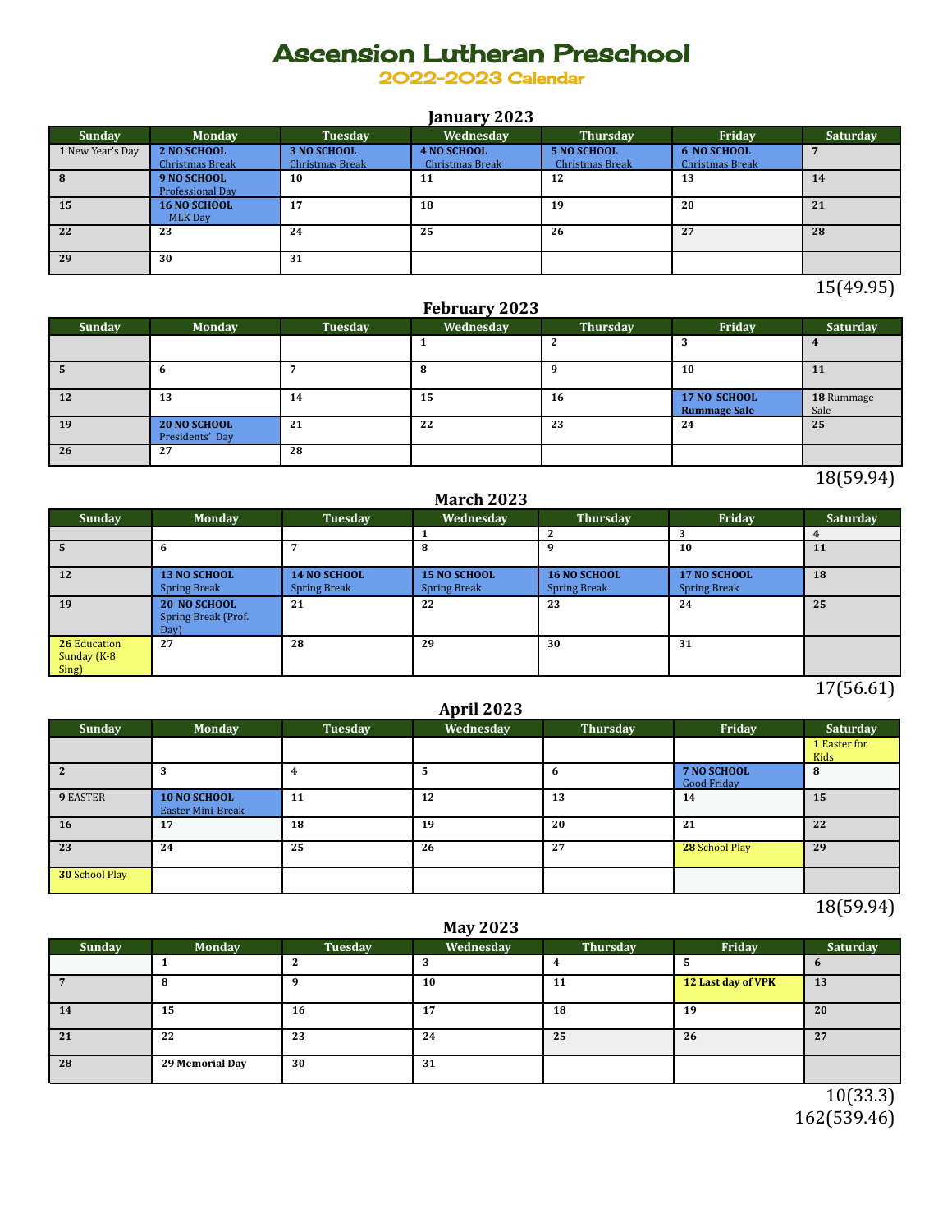# Ascension Lutheran Preschool

## 2022-2023 Calendar

### January 2023

| Sunday | Monday | Tuesday | Wednesday | Thursday | Friday | Saturday |
|---|---|---|---|---|---|---|
| 1 New Year's Day | **2 NO SCHOOL** Christmas Break | **3 NO SCHOOL** Christmas Break | **4 NO SCHOOL** Christmas Break | **5 NO SCHOOL** Christmas Break | **6 NO SCHOOL** Christmas Break | 7 |
| 8 | **9 NO SCHOOL** Professional Day | 10 | 11 | 12 | 13 | 14 |
| 15 | **16 NO SCHOOL** MLK Day | 17 | 18 | 19 | 20 | 21 |
| 22 | 23 | 24 | 25 | 26 | 27 | 28 |
| 29 | 30 | 31 | | | | |

15(49.95)

### February 2023

| Sunday | Monday | Tuesday | Wednesday | Thursday | Friday | Saturday |
|---|---|---|---|---|---|---|
| | | | 1 | 2 | 3 | 4 |
| 5 | 6 | 7 | 8 | 9 | 10 | 11 |
| 12 | 13 | 14 | 15 | 16 | **17 NO SCHOOL Rummage Sale** | 18 Rummage Sale |
| 19 | **20 NO SCHOOL** Presidents' Day | 21 | 22 | 23 | 24 | 25 |
| 26 | 27 | 28 | | | | |

18(59.94)

### March 2023

| Sunday | Monday | Tuesday | Wednesday | Thursday | Friday | Saturday |
|---|---|---|---|---|---|---|
| | | | 1 | 2 | 3 | 4 |
| 5 | 6 | 7 | 8 | 9 | 10 | 11 |
| 12 | **13 NO SCHOOL** Spring Break | **14 NO SCHOOL** Spring Break | **15 NO SCHOOL** Spring Break | **16 NO SCHOOL** Spring Break | **17 NO SCHOOL** Spring Break | 18 |
| 19 | **20 NO SCHOOL** Spring Break (Prof. Day) | 21 | 22 | 23 | 24 | 25 |
| 26 Education Sunday (K-8 Sing) | 27 | 28 | 29 | 30 | 31 | |

17(56.61)

### April 2023

| Sunday | Monday | Tuesday | Wednesday | Thursday | Friday | Saturday |
|---|---|---|---|---|---|---|
| | | | | | | 1 Easter for Kids |
| 2 | 3 | 4 | 5 | 6 | **7 NO SCHOOL** Good Friday | 8 |
| 9 EASTER | **10 NO SCHOOL** Easter Mini-Break | 11 | 12 | 13 | 14 | 15 |
| 16 | 17 | 18 | 19 | 20 | 21 | 22 |
| 23 | 24 | 25 | 26 | 27 | 28 School Play | 29 |
| 30 School Play | | | | | | |

18(59.94)

### May 2023

| Sunday | Monday | Tuesday | Wednesday | Thursday | Friday | Saturday |
|---|---|---|---|---|---|---|
| | 1 | 2 | 3 | 4 | 5 | 6 |
| 7 | 8 | 9 | 10 | 11 | **12 Last day of VPK** | 13 |
| 14 | 15 | 16 | 17 | 18 | 19 | 20 |
| 21 | 22 | 23 | 24 | 25 | 26 | 27 |
| 28 | **29 Memorial Day** | 30 | 31 | | | |

10(33.3)

162(539.46)